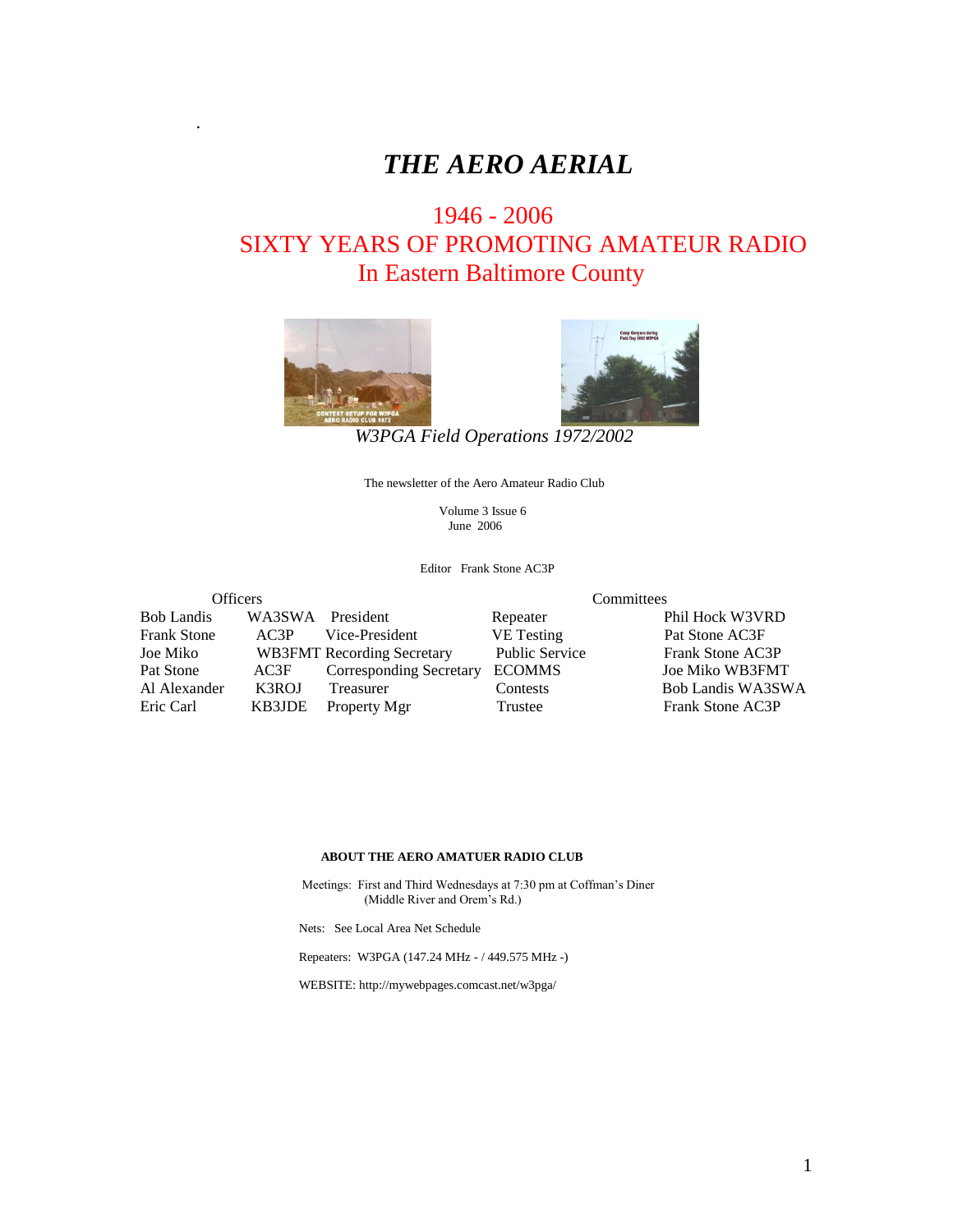# *THE AERO AERIAL*

## 1946 - 2006
## SIXTY YEARS OF PROMOTING AMATEUR RADIO
## In Eastern Baltimore County

*W3PGA Field Operations 1972/2002*

The newsletter of the Aero Amateur Radio Club

Volume 3 Issue 6
June 2006

Editor Frank Stone AC3P

| Officers | | | Committees | |
|---|---|---|---|---|
| Bob Landis | WA3SWA | President | Repeater | Phil Hock W3VRD |
| Frank Stone | AC3P | Vice-President | VE Testing | Pat Stone AC3F |
| Joe Miko | WB3FMT | Recording Secretary | Public Service | Frank Stone AC3P |
| Pat Stone | AC3F | Corresponding Secretary | ECOMMS | Joe Miko WB3FMT |
| Al Alexander | K3ROJ | Treasurer | Contests | Bob Landis WA3SWA |
| Eric Carl | KB3JDE | Property Mgr | Trustee | Frank Stone AC3P |

**ABOUT THE AERO AMATUER RADIO CLUB**

Meetings: First and Third Wednesdays at 7:30 pm at Coffman's Diner
(Middle River and Orem's Rd.)

Nets: See Local Area Net Schedule

Repeaters: W3PGA (147.24 MHz - / 449.575 MHz -)

WEBSITE: http://mywebpages.comcast.net/w3pga/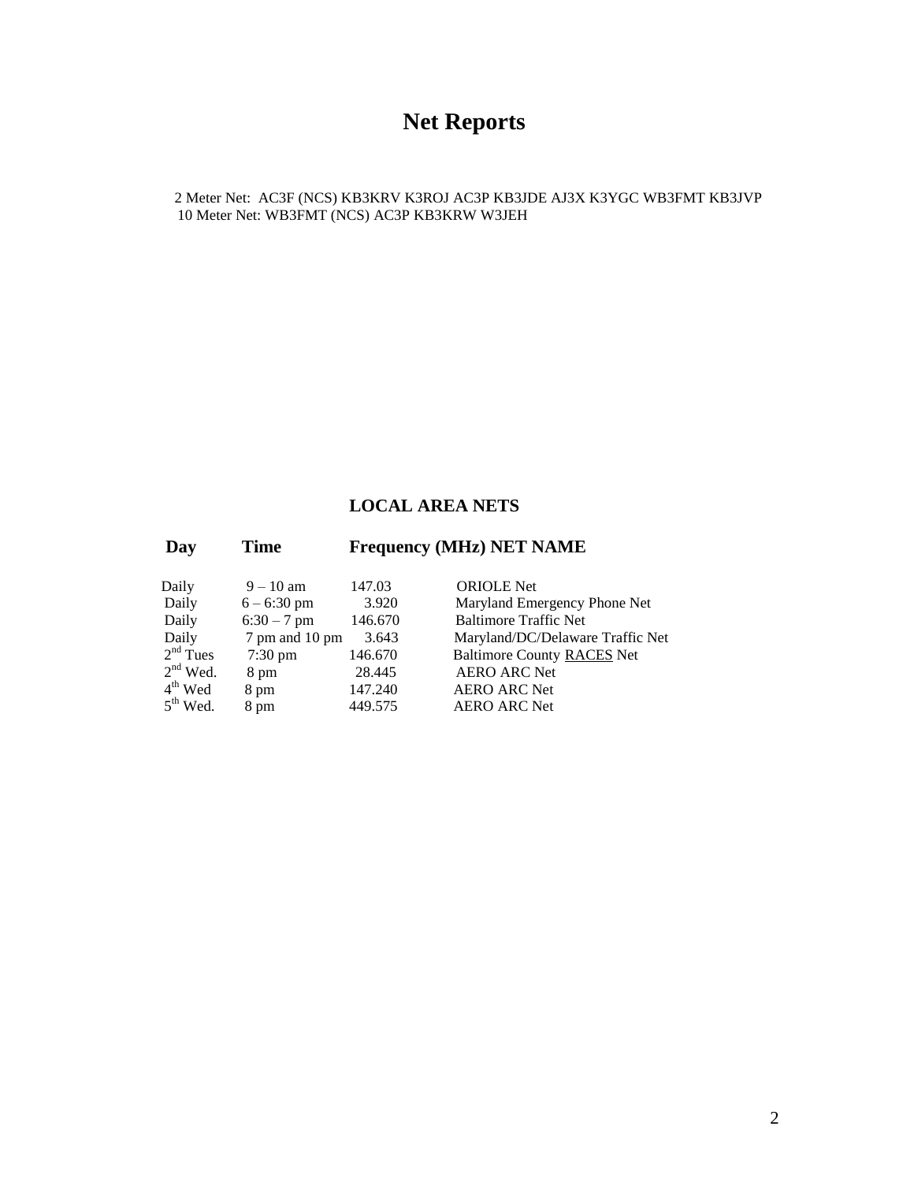# Net Reports

2 Meter Net: AC3F (NCS) KB3KRV K3ROJ AC3P KB3JDE AJ3X K3YGC WB3FMT KB3JVP
10 Meter Net: WB3FMT (NCS) AC3P KB3KRW W3JEH

## LOCAL AREA NETS

| Day | Time | Frequency (MHz) | NET NAME |
|---|---|---|---|
| Daily | 9 – 10 am | 147.03 | ORIOLE Net |
| Daily | 6 – 6:30 pm | 3.920 | Maryland Emergency Phone Net |
| Daily | 6:30 – 7 pm | 146.670 | Baltimore Traffic Net |
| Daily | 7 pm and 10 pm | 3.643 | Maryland/DC/Delaware Traffic Net |
| 2nd Tues | 7:30 pm | 146.670 | Baltimore County RACES Net |
| 2nd Wed. | 8 pm | 28.445 | AERO ARC Net |
| 4th Wed | 8 pm | 147.240 | AERO ARC Net |
| 5th Wed. | 8 pm | 449.575 | AERO ARC Net |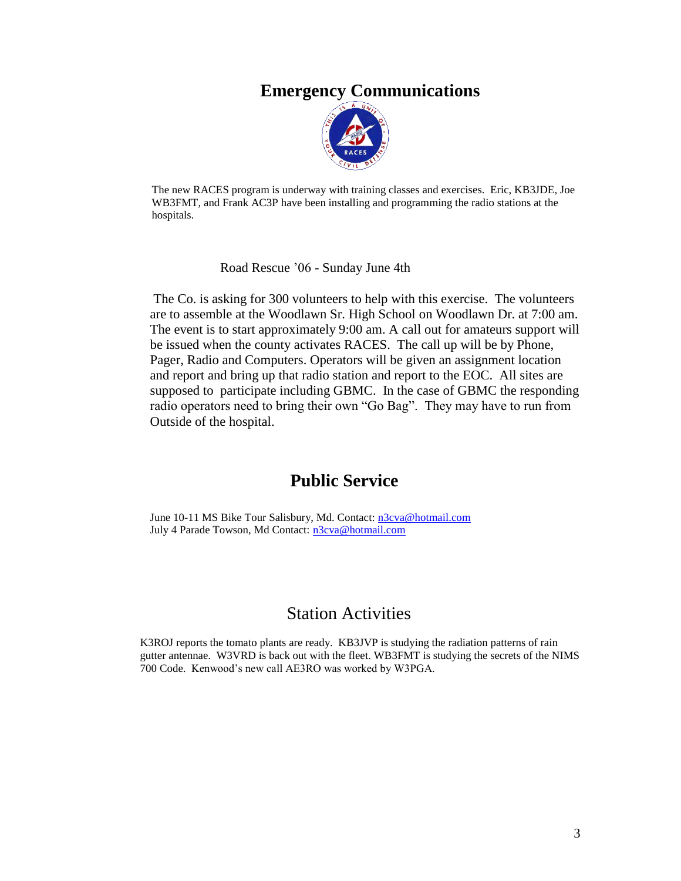## Emergency Communications

The new RACES program is underway with training classes and exercises. Eric, KB3JDE, Joe WB3FMT, and Frank AC3P have been installing and programming the radio stations at the hospitals.

Road Rescue '06 - Sunday June 4th

The Co. is asking for 300 volunteers to help with this exercise. The volunteers are to assemble at the Woodlawn Sr. High School on Woodlawn Dr. at 7:00 am. The event is to start approximately 9:00 am. A call out for amateurs support will be issued when the county activates RACES. The call up will be by Phone, Pager, Radio and Computers. Operators will be given an assignment location and report and bring up that radio station and report to the EOC. All sites are supposed to participate including GBMC. In the case of GBMC the responding radio operators need to bring their own "Go Bag". They may have to run from Outside of the hospital.

## Public Service

June 10-11 MS Bike Tour Salisbury, Md. Contact: n3cva@hotmail.com
July 4 Parade Towson, Md Contact: n3cva@hotmail.com

## Station Activities

K3ROJ reports the tomato plants are ready. KB3JVP is studying the radiation patterns of rain gutter antennae. W3VRD is back out with the fleet. WB3FMT is studying the secrets of the NIMS 700 Code. Kenwood's new call AE3RO was worked by W3PGA.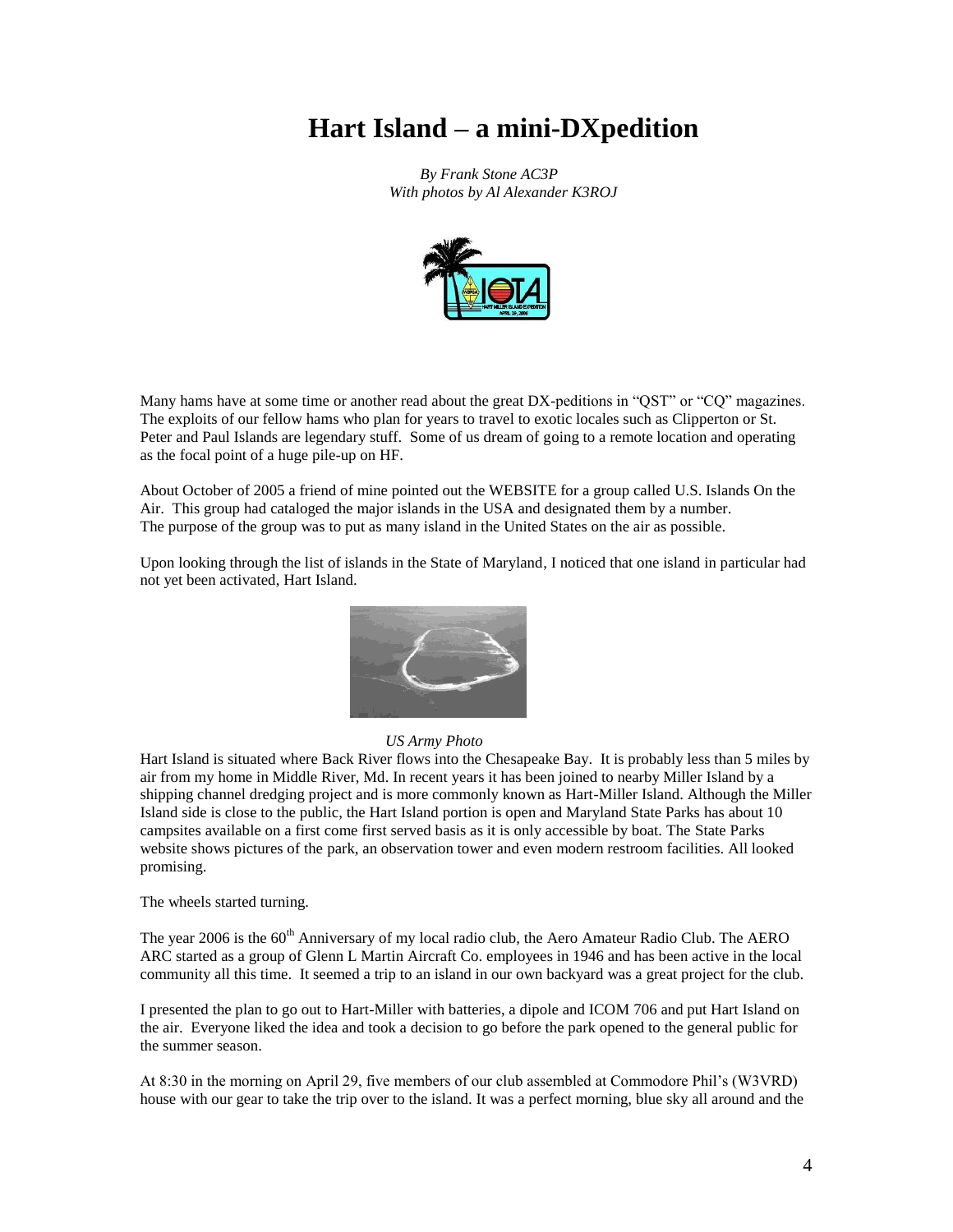# Hart Island – a mini-DXpedition

*By Frank Stone AC3P*
*With photos by Al Alexander K3ROJ*

Many hams have at some time or another read about the great DX-peditions in "QST" or "CQ" magazines. The exploits of our fellow hams who plan for years to travel to exotic locales such as Clipperton or St. Peter and Paul Islands are legendary stuff. Some of us dream of going to a remote location and operating as the focal point of a huge pile-up on HF.

About October of 2005 a friend of mine pointed out the WEBSITE for a group called U.S. Islands On the Air. This group had cataloged the major islands in the USA and designated them by a number. The purpose of the group was to put as many island in the United States on the air as possible.

Upon looking through the list of islands in the State of Maryland, I noticed that one island in particular had not yet been activated, Hart Island.

*US Army Photo*

Hart Island is situated where Back River flows into the Chesapeake Bay. It is probably less than 5 miles by air from my home in Middle River, Md. In recent years it has been joined to nearby Miller Island by a shipping channel dredging project and is more commonly known as Hart-Miller Island. Although the Miller Island side is close to the public, the Hart Island portion is open and Maryland State Parks has about 10 campsites available on a first come first served basis as it is only accessible by boat. The State Parks website shows pictures of the park, an observation tower and even modern restroom facilities. All looked promising.

The wheels started turning.

The year 2006 is the 60th Anniversary of my local radio club, the Aero Amateur Radio Club. The AERO ARC started as a group of Glenn L Martin Aircraft Co. employees in 1946 and has been active in the local community all this time. It seemed a trip to an island in our own backyard was a great project for the club.

I presented the plan to go out to Hart-Miller with batteries, a dipole and ICOM 706 and put Hart Island on the air. Everyone liked the idea and took a decision to go before the park opened to the general public for the summer season.

At 8:30 in the morning on April 29, five members of our club assembled at Commodore Phil's (W3VRD) house with our gear to take the trip over to the island. It was a perfect morning, blue sky all around and the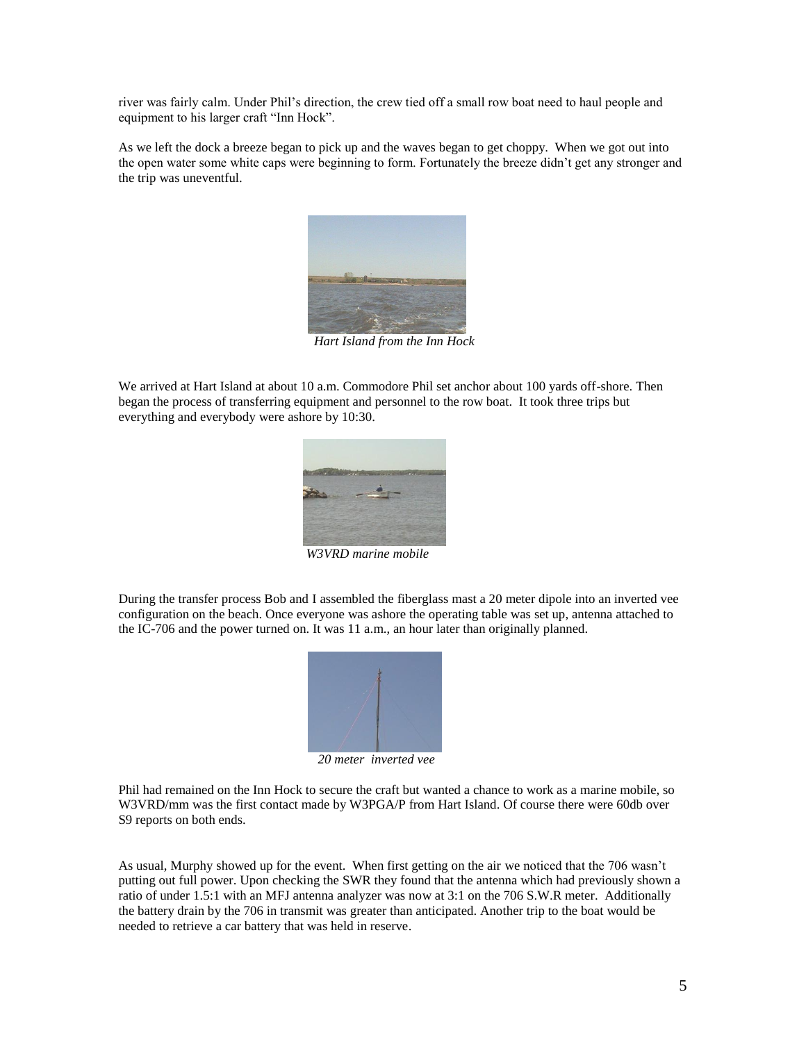river was fairly calm. Under Phil's direction, the crew tied off a small row boat need to haul people and equipment to his larger craft "Inn Hock".

As we left the dock a breeze began to pick up and the waves began to get choppy. When we got out into the open water some white caps were beginning to form. Fortunately the breeze didn't get any stronger and the trip was uneventful.

*Hart Island from the Inn Hock*

We arrived at Hart Island at about 10 a.m. Commodore Phil set anchor about 100 yards off-shore. Then began the process of transferring equipment and personnel to the row boat. It took three trips but everything and everybody were ashore by 10:30.

*W3VRD marine mobile*

During the transfer process Bob and I assembled the fiberglass mast a 20 meter dipole into an inverted vee configuration on the beach. Once everyone was ashore the operating table was set up, antenna attached to the IC-706 and the power turned on. It was 11 a.m., an hour later than originally planned.

*20 meter inverted vee*

Phil had remained on the Inn Hock to secure the craft but wanted a chance to work as a marine mobile, so W3VRD/mm was the first contact made by W3PGA/P from Hart Island. Of course there were 60db over S9 reports on both ends.

As usual, Murphy showed up for the event. When first getting on the air we noticed that the 706 wasn't putting out full power. Upon checking the SWR they found that the antenna which had previously shown a ratio of under 1.5:1 with an MFJ antenna analyzer was now at 3:1 on the 706 S.W.R meter. Additionally the battery drain by the 706 in transmit was greater than anticipated. Another trip to the boat would be needed to retrieve a car battery that was held in reserve.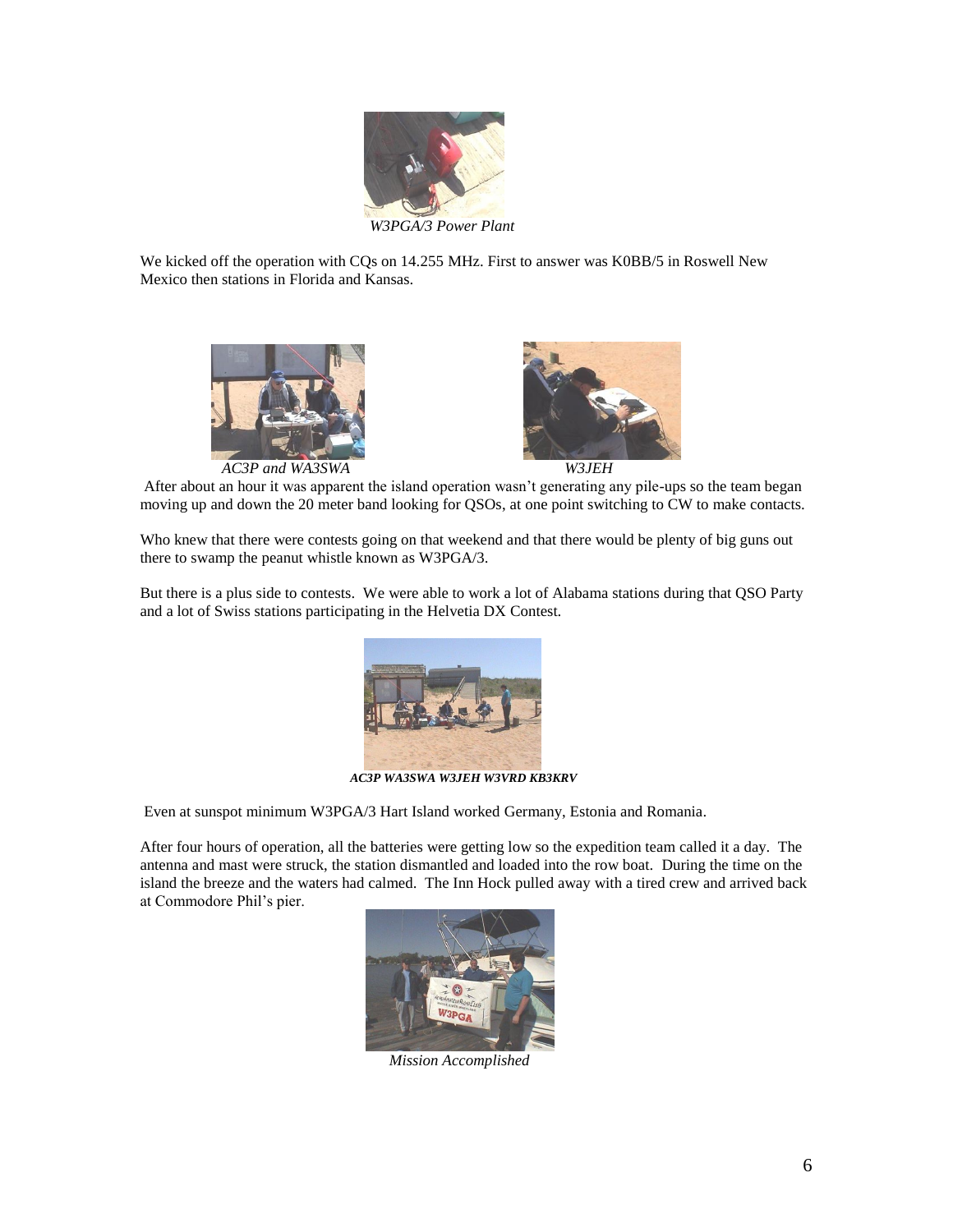*W3PGA/3 Power Plant*

We kicked off the operation with CQs on 14.255 MHz. First to answer was K0BB/5 in Roswell New Mexico then stations in Florida and Kansas.

*AC3P and WA3SWA*

*W3JEH*

After about an hour it was apparent the island operation wasn't generating any pile-ups so the team began moving up and down the 20 meter band looking for QSOs, at one point switching to CW to make contacts.

Who knew that there were contests going on that weekend and that there would be plenty of big guns out there to swamp the peanut whistle known as W3PGA/3.

But there is a plus side to contests. We were able to work a lot of Alabama stations during that QSO Party and a lot of Swiss stations participating in the Helvetia DX Contest.

***AC3P WA3SWA W3JEH W3VRD KB3KRV***

Even at sunspot minimum W3PGA/3 Hart Island worked Germany, Estonia and Romania.

After four hours of operation, all the batteries were getting low so the expedition team called it a day. The antenna and mast were struck, the station dismantled and loaded into the row boat. During the time on the island the breeze and the waters had calmed. The Inn Hock pulled away with a tired crew and arrived back at Commodore Phil's pier.

*Mission Accomplished*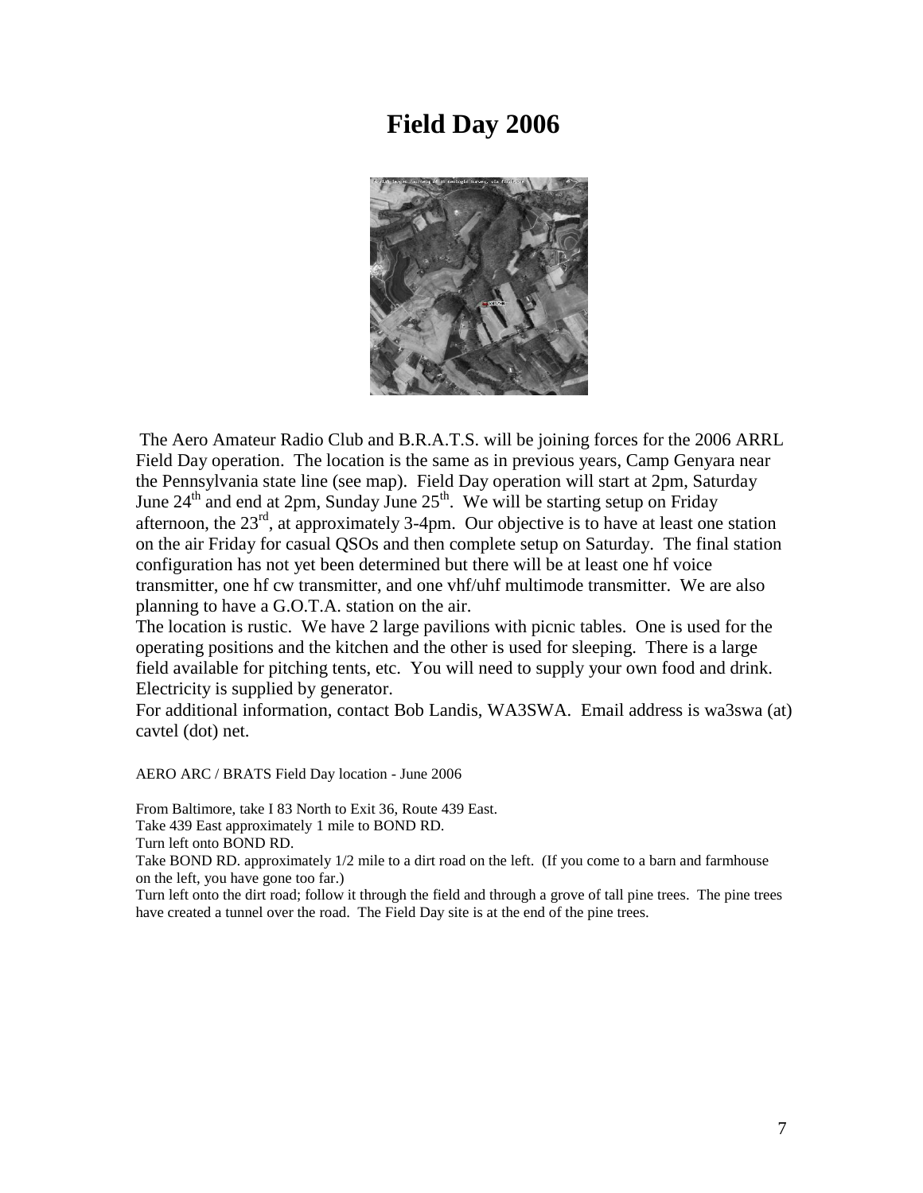# Field Day 2006

The Aero Amateur Radio Club and B.R.A.T.S. will be joining forces for the 2006 ARRL Field Day operation. The location is the same as in previous years, Camp Genyara near the Pennsylvania state line (see map). Field Day operation will start at 2pm, Saturday June 24th and end at 2pm, Sunday June 25th. We will be starting setup on Friday afternoon, the 23rd, at approximately 3-4pm. Our objective is to have at least one station on the air Friday for casual QSOs and then complete setup on Saturday. The final station configuration has not yet been determined but there will be at least one hf voice transmitter, one hf cw transmitter, and one vhf/uhf multimode transmitter. We are also planning to have a G.O.T.A. station on the air.

The location is rustic. We have 2 large pavilions with picnic tables. One is used for the operating positions and the kitchen and the other is used for sleeping. There is a large field available for pitching tents, etc. You will need to supply your own food and drink. Electricity is supplied by generator.

For additional information, contact Bob Landis, WA3SWA. Email address is wa3swa (at) cavtel (dot) net.

AERO ARC / BRATS Field Day location - June 2006

From Baltimore, take I 83 North to Exit 36, Route 439 East.

Take 439 East approximately 1 mile to BOND RD.

Turn left onto BOND RD.

Take BOND RD. approximately 1/2 mile to a dirt road on the left. (If you come to a barn and farmhouse on the left, you have gone too far.)

Turn left onto the dirt road; follow it through the field and through a grove of tall pine trees. The pine trees have created a tunnel over the road. The Field Day site is at the end of the pine trees.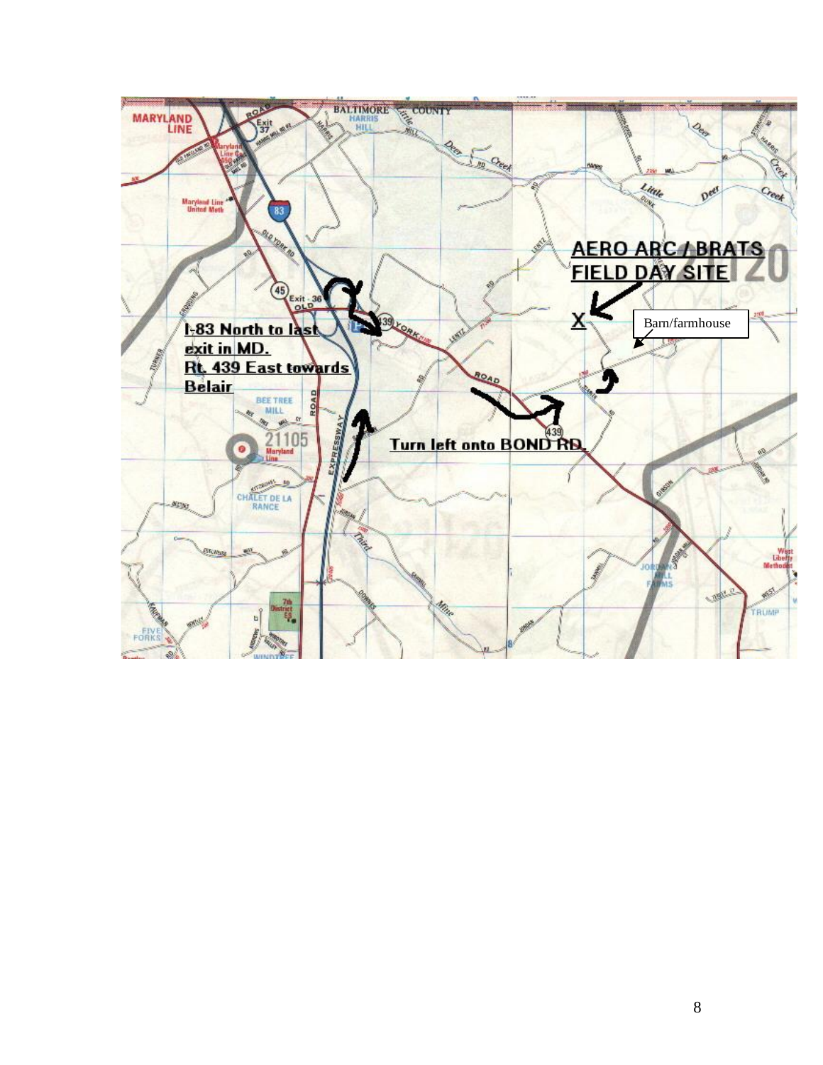**AERO ARC / BRATS FIELD DAY SITE**

Barn/farmhouse

**I-83 North to last exit in MD.**
**Rt. 439 East towards Belair**

**Turn left onto BOND RD.**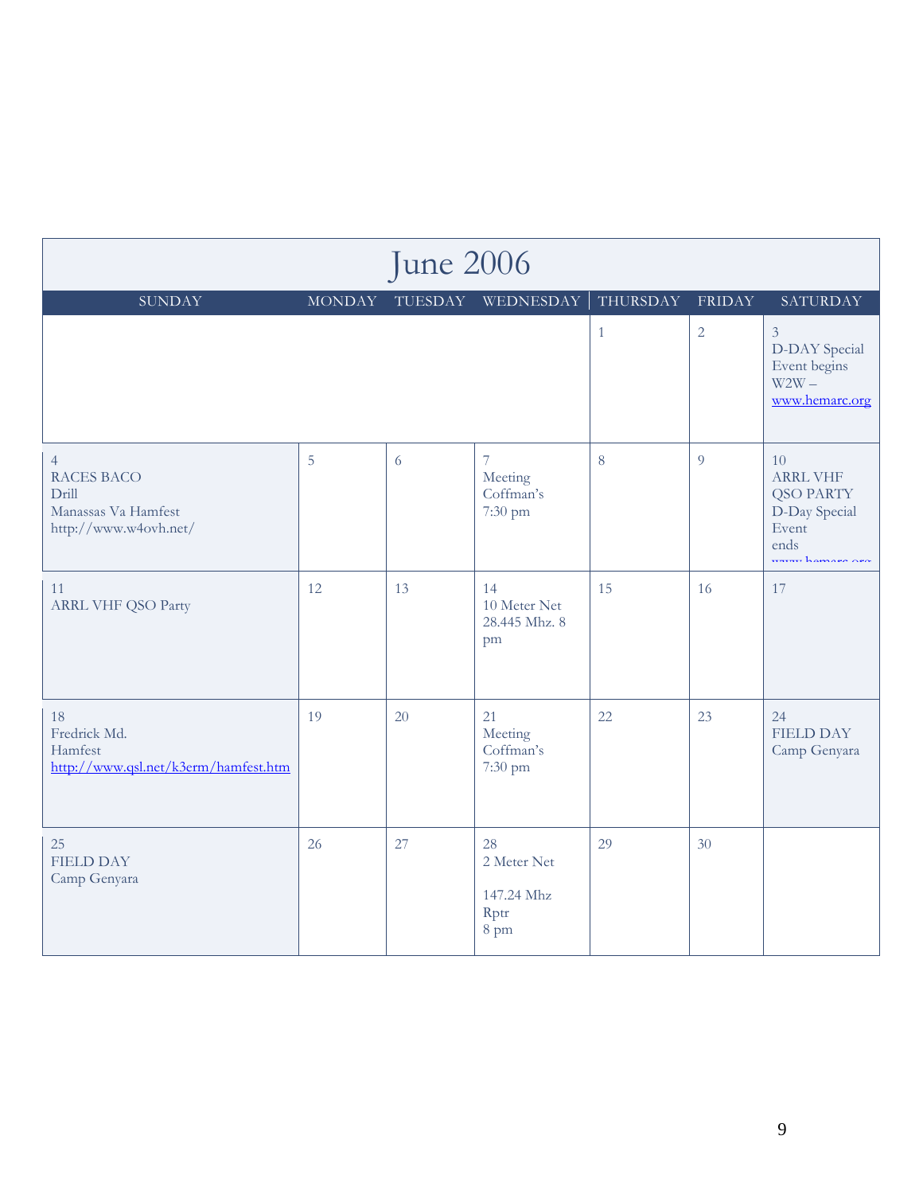# June 2006

| SUNDAY | MONDAY | TUESDAY | WEDNESDAY | THURSDAY | FRIDAY | SATURDAY |
|---|---|---|---|---|---|---|
| | | | | 1 | 2 | 3 D-DAY Special Event begins W2W – www.hemarc.org |
| 4 RACES BACO Drill Manassas Va Hamfest http://www.w4ovh.net/ | 5 | 6 | 7 Meeting Coffman's 7:30 pm | 8 | 9 | 10 ARRL VHF QSO PARTY D-Day Special Event ends www.hemarc.org |
| 11 ARRL VHF QSO Party | 12 | 13 | 14 10 Meter Net 28.445 Mhz. 8 pm | 15 | 16 | 17 |
| 18 Fredrick Md. Hamfest http://www.qsl.net/k3erm/hamfest.htm | 19 | 20 | 21 Meeting Coffman's 7:30 pm | 22 | 23 | 24 FIELD DAY Camp Genyara |
| 25 FIELD DAY Camp Genyara | 26 | 27 | 28 2 Meter Net 147.24 Mhz Rptr 8 pm | 29 | 30 | |